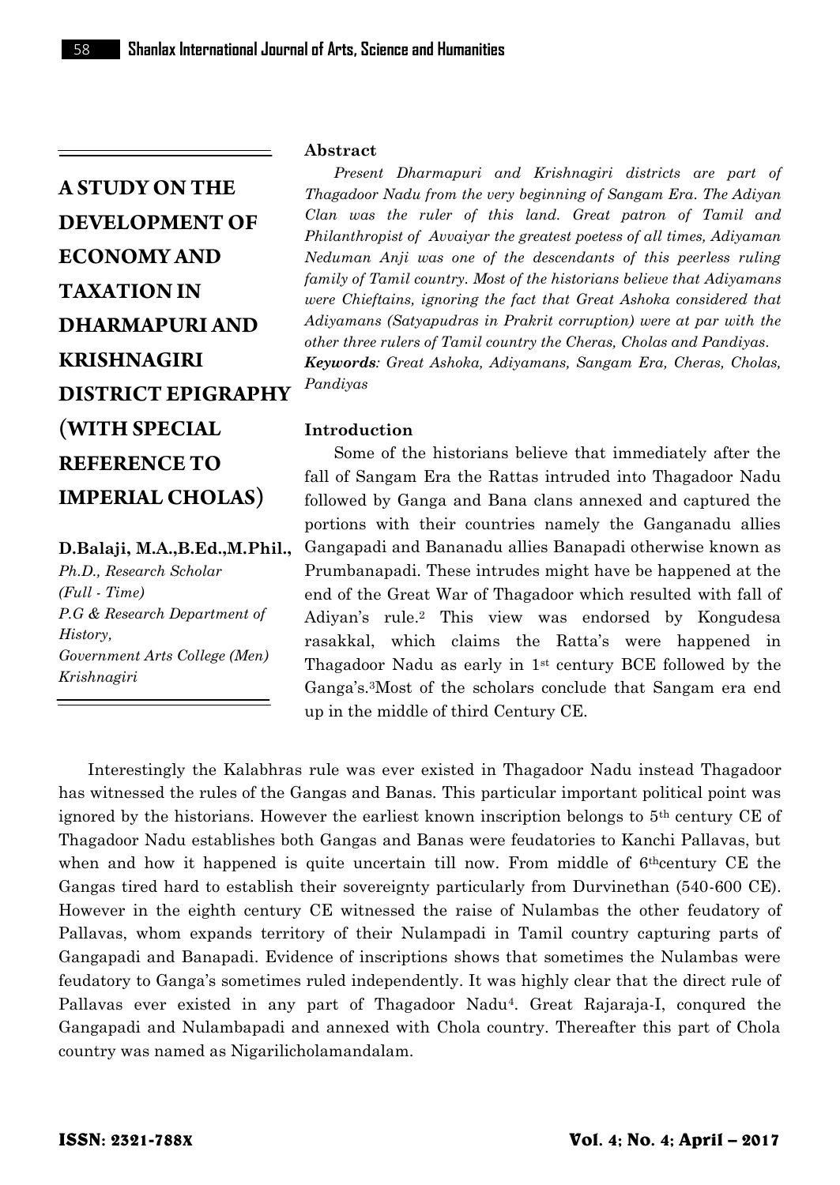# A STUDY ON THE DEVELOPMENT OF ECONOMY AND TAXATION IN DHARMAPURI AND KRISHNAGIRI DISTRICT EPIGRAPHY (WITH SPECIAL REFERENCE TO IMPERIAL CHOLAS)

**D.Balaji, M.A.,B.Ed.,M.Phil.,**

*Ph.D., Research Scholar (Full - Time)*
*P.G & Research Department of History,*
*Government Arts College (Men) Krishnagiri*

**Abstract**

*Present Dharmapuri and Krishnagiri districts are part of Thagadoor Nadu from the very beginning of Sangam Era. The Adiyan Clan was the ruler of this land. Great patron of Tamil and Philanthropist of Avvaiyar the greatest poetess of all times, Adiyaman Neduman Anji was one of the descendants of this peerless ruling family of Tamil country. Most of the historians believe that Adiyamans were Chieftains, ignoring the fact that Great Ashoka considered that Adiyamans (Satyapudras in Prakrit corruption) were at par with the other three rulers of Tamil country the Cheras, Cholas and Pandiyas.*

***Keywords**: Great Ashoka, Adiyamans, Sangam Era, Cheras, Cholas, Pandiyas*

**Introduction**

Some of the historians believe that immediately after the fall of Sangam Era the Rattas intruded into Thagadoor Nadu followed by Ganga and Bana clans annexed and captured the portions with their countries namely the Ganganadu allies Gangapadi and Bananadu allies Banapadi otherwise known as Prumbanapadi. These intrudes might have be happened at the end of the Great War of Thagadoor which resulted with fall of Adiyan's rule.[2] This view was endorsed by Kongudesa rasakkal, which claims the Ratta's were happened in Thagadoor Nadu as early in 1st century BCE followed by the Ganga's.[3]Most of the scholars conclude that Sangam era end up in the middle of third Century CE.

Interestingly the Kalabhras rule was ever existed in Thagadoor Nadu instead Thagadoor has witnessed the rules of the Gangas and Banas. This particular important political point was ignored by the historians. However the earliest known inscription belongs to 5th century CE of Thagadoor Nadu establishes both Gangas and Banas were feudatories to Kanchi Pallavas, but when and how it happened is quite uncertain till now. From middle of 6thcentury CE the Gangas tired hard to establish their sovereignty particularly from Durvinethan (540-600 CE). However in the eighth century CE witnessed the raise of Nulambas the other feudatory of Pallavas, whom expands territory of their Nulampadi in Tamil country capturing parts of Gangapadi and Banapadi. Evidence of inscriptions shows that sometimes the Nulambas were feudatory to Ganga's sometimes ruled independently. It was highly clear that the direct rule of Pallavas ever existed in any part of Thagadoor Nadu[4]. Great Rajaraja-I, conqured the Gangapadi and Nulambapadi and annexed with Chola country. Thereafter this part of Chola country was named as Nigarilicholamandalam.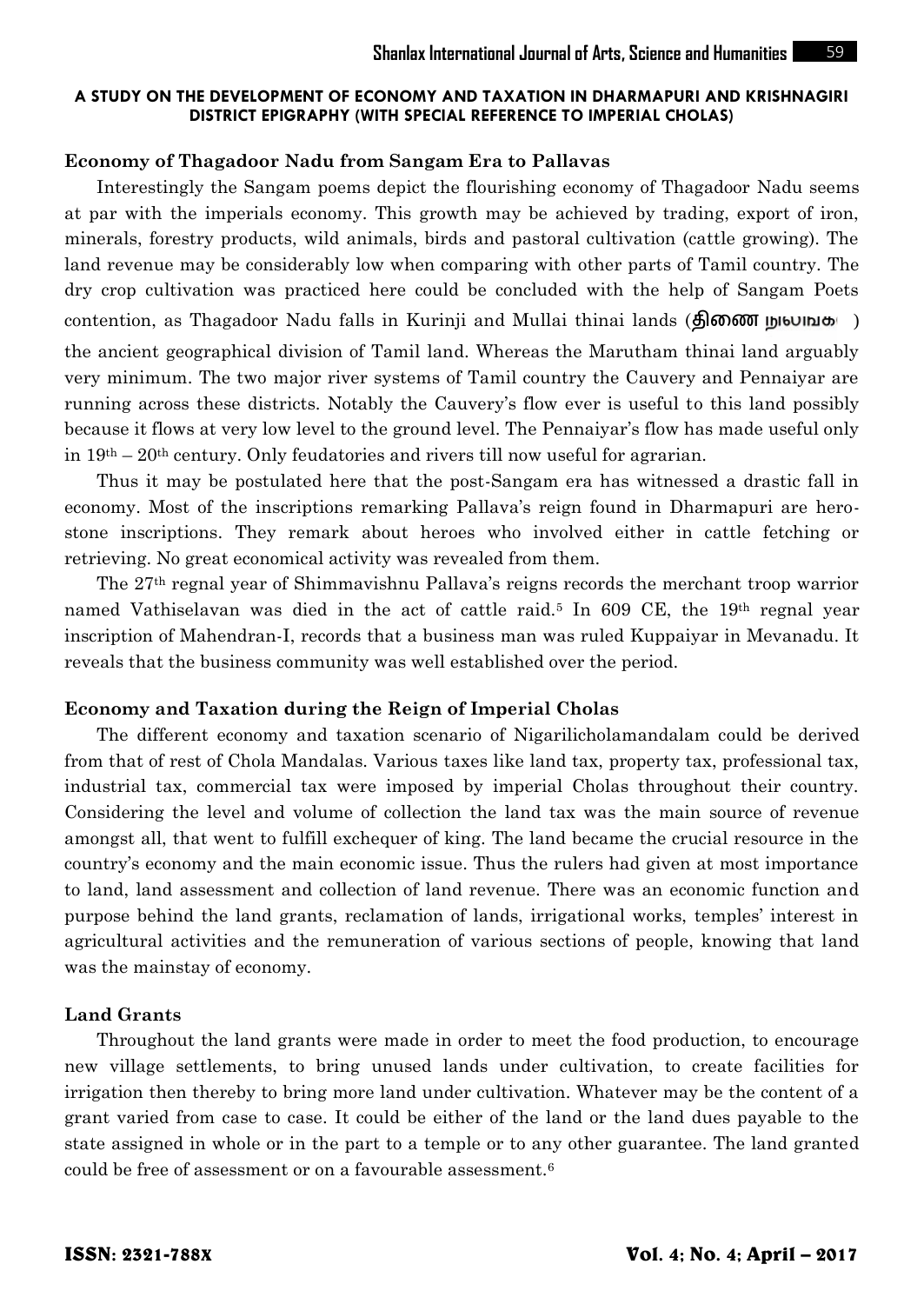# A STUDY ON THE DEVELOPMENT OF ECONOMY AND TAXATION IN DHARMAPURI AND KRISHNAGIRI DISTRICT EPIGRAPHY (WITH SPECIAL REFERENCE TO IMPERIAL CHOLAS)

### Economy of Thagadoor Nadu from Sangam Era to Pallavas

Interestingly the Sangam poems depict the flourishing economy of Thagadoor Nadu seems at par with the imperials economy. This growth may be achieved by trading, export of iron, minerals, forestry products, wild animals, birds and pastoral cultivation (cattle growing). The land revenue may be considerably low when comparing with other parts of Tamil country. The dry crop cultivation was practiced here could be concluded with the help of Sangam Poets contention, as Thagadoor Nadu falls in Kurinji and Mullai thinai lands (திணை நிலங்கள்) the ancient geographical division of Tamil land. Whereas the Marutham thinai land arguably very minimum. The two major river systems of Tamil country the Cauvery and Pennaiyar are running across these districts. Notably the Cauvery's flow ever is useful to this land possibly because it flows at very low level to the ground level. The Pennaiyar's flow has made useful only in 19th – 20th century. Only feudatories and rivers till now useful for agrarian.

Thus it may be postulated here that the post-Sangam era has witnessed a drastic fall in economy. Most of the inscriptions remarking Pallava's reign found in Dharmapuri are hero-stone inscriptions. They remark about heroes who involved either in cattle fetching or retrieving. No great economical activity was revealed from them.

The 27th regnal year of Shimmavishnu Pallava's reigns records the merchant troop warrior named Vathiselavan was died in the act of cattle raid.[5] In 609 CE, the 19th regnal year inscription of Mahendran-I, records that a business man was ruled Kuppaiyar in Mevanadu. It reveals that the business community was well established over the period.

### Economy and Taxation during the Reign of Imperial Cholas

The different economy and taxation scenario of Nigarilicholamandalam could be derived from that of rest of Chola Mandalas. Various taxes like land tax, property tax, professional tax, industrial tax, commercial tax were imposed by imperial Cholas throughout their country. Considering the level and volume of collection the land tax was the main source of revenue amongst all, that went to fulfill exchequer of king. The land became the crucial resource in the country's economy and the main economic issue. Thus the rulers had given at most importance to land, land assessment and collection of land revenue. There was an economic function and purpose behind the land grants, reclamation of lands, irrigational works, temples' interest in agricultural activities and the remuneration of various sections of people, knowing that land was the mainstay of economy.

### Land Grants

Throughout the land grants were made in order to meet the food production, to encourage new village settlements, to bring unused lands under cultivation, to create facilities for irrigation then thereby to bring more land under cultivation. Whatever may be the content of a grant varied from case to case. It could be either of the land or the land dues payable to the state assigned in whole or in the part to a temple or to any other guarantee. The land granted could be free of assessment or on a favourable assessment.[6]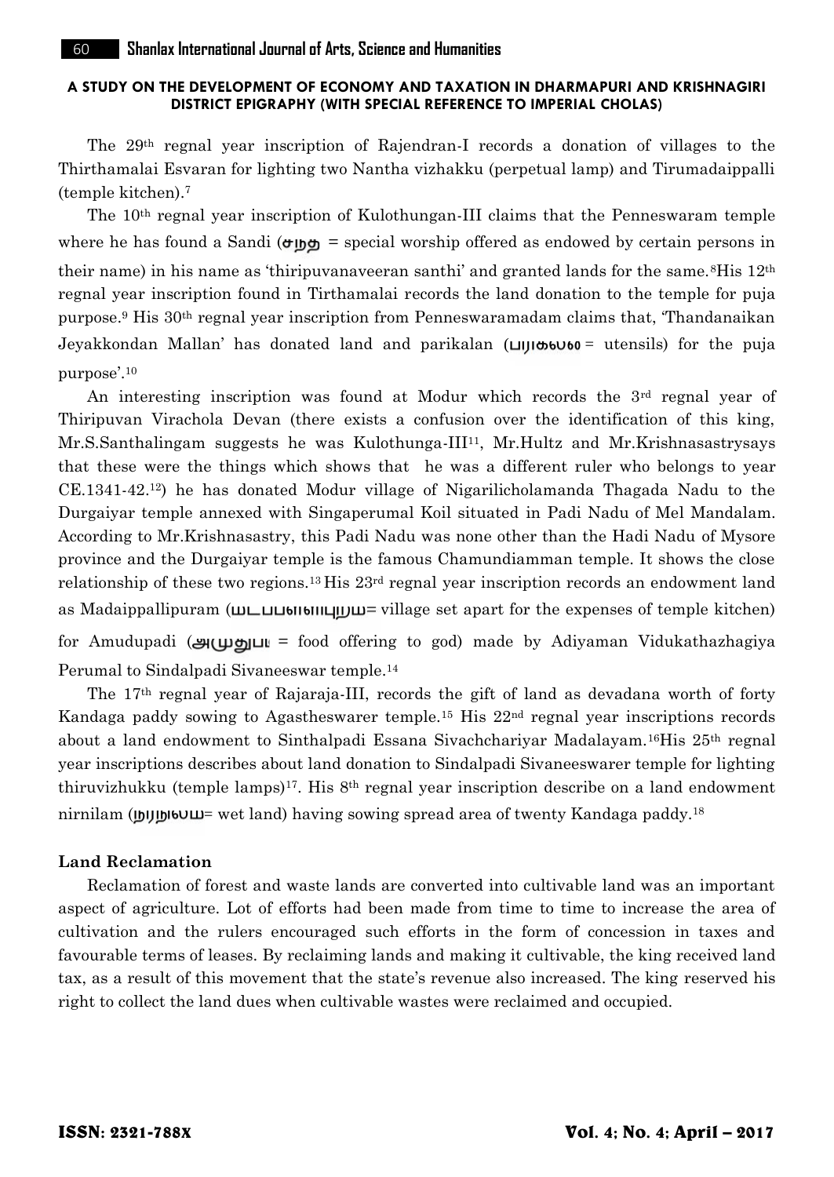The 29th regnal year inscription of Rajendran-I records a donation of villages to the Thirthamalai Esvaran for lighting two Nantha vizhakku (perpetual lamp) and Tirumadaippalli (temple kitchen).[7]

The 10th regnal year inscription of Kulothungan-III claims that the Penneswaram temple where he has found a Sandi (சந்தி = special worship offered as endowed by certain persons in their name) in his name as 'thiripuvanaveeran santhi' and granted lands for the same.[8] His 12th regnal year inscription found in Tirthamalai records the land donation to the temple for puja purpose.[9] His 30th regnal year inscription from Penneswaramadam claims that, 'Thandanaikan Jeyakkondan Mallan' has donated land and parikalan (பரிகலம் = utensils) for the puja purpose'.[10]

An interesting inscription was found at Modur which records the 3rd regnal year of Thiripuvan Virachola Devan (there exists a confusion over the identification of this king, Mr.S.Santhalingam suggests he was Kulothunga-III[11], Mr.Hultz and Mr.Krishnasastrysays that these were the things which shows that he was a different ruler who belongs to year CE.1341-42.[12]) he has donated Modur village of Nigarilicholamanda Thagada Nadu to the Durgaiyar temple annexed with Singaperumal Koil situated in Padi Nadu of Mel Mandalam. According to Mr.Krishnasastry, this Padi Nadu was none other than the Hadi Nadu of Mysore province and the Durgaiyar temple is the famous Chamundiamman temple. It shows the close relationship of these two regions.[13] His 23rd regnal year inscription records an endowment land as Madaippallipuram (மடைப்பள்ளிப்புரம்= village set apart for the expenses of temple kitchen) for Amudupadi (அமுதுபடி = food offering to god) made by Adiyaman Vidukathazhagiya Perumal to Sindalpadi Sivaneeswar temple.[14]

The 17th regnal year of Rajaraja-III, records the gift of land as devadana worth of forty Kandaga paddy sowing to Agastheswarer temple.[15] His 22nd regnal year inscriptions records about a land endowment to Sinthalpadi Essana Sivachchariyar Madalayam.[16] His 25th regnal year inscriptions describes about land donation to Sindalpadi Sivaneeswarer temple for lighting thiruvizhukku (temple lamps)[17]. His 8th regnal year inscription describe on a land endowment nirnilam (நீர்நிலம்= wet land) having sowing spread area of twenty Kandaga paddy.[18]

**Land Reclamation**

Reclamation of forest and waste lands are converted into cultivable land was an important aspect of agriculture. Lot of efforts had been made from time to time to increase the area of cultivation and the rulers encouraged such efforts in the form of concession in taxes and favourable terms of leases. By reclaiming lands and making it cultivable, the king received land tax, as a result of this movement that the state's revenue also increased. The king reserved his right to collect the land dues when cultivable wastes were reclaimed and occupied.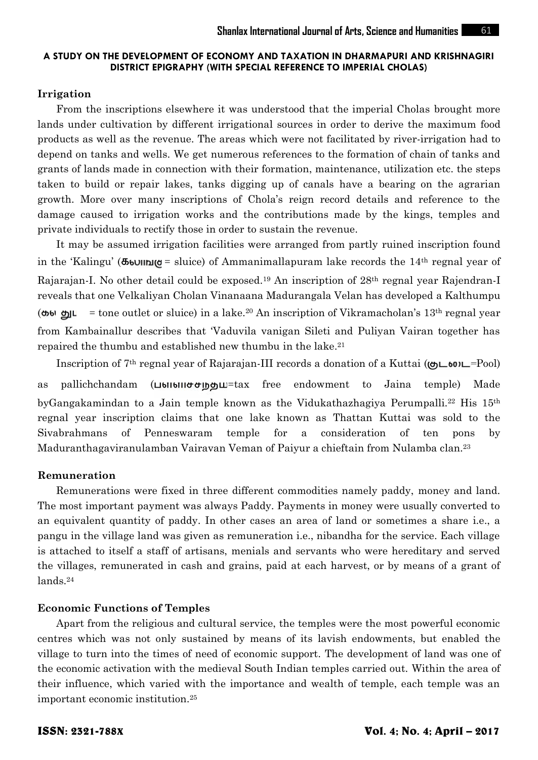**A STUDY ON THE DEVELOPMENT OF ECONOMY AND TAXATION IN DHARMAPURI AND KRISHNAGIRI DISTRICT EPIGRAPHY (WITH SPECIAL REFERENCE TO IMPERIAL CHOLAS)**

## Irrigation

From the inscriptions elsewhere it was understood that the imperial Cholas brought more lands under cultivation by different irrigational sources in order to derive the maximum food products as well as the revenue. The areas which were not facilitated by river-irrigation had to depend on tanks and wells. We get numerous references to the formation of chain of tanks and grants of lands made in connection with their formation, maintenance, utilization etc. the steps taken to build or repair lakes, tanks digging up of canals have a bearing on the agrarian growth. More over many inscriptions of Chola's reign record details and reference to the damage caused to irrigation works and the contributions made by the kings, temples and private individuals to rectify those in order to sustain the revenue.

It may be assumed irrigation facilities were arranged from partly ruined inscription found in the 'Kalingu' (கலிங்கு = sluice) of Ammanimallapuram lake records the 14th regnal year of Rajarajan-I. No other detail could be exposed.[19] An inscription of 28th regnal year Rajendran-I reveals that one Velkaliyan Cholan Vinanaana Madurangala Velan has developed a Kalthumpu (கல் தூம்பு = tone outlet or sluice) in a lake.[20] An inscription of Vikramacholan's 13th regnal year from Kambainallur describes that 'Vaduvila vanigan Sileti and Puliyan Vairan together has repaired the thumbu and established new thumbu in the lake.[21]

Inscription of 7th regnal year of Rajarajan-III records a donation of a Kuttai (குட்டை=Pool) as pallichchandam (பள்ளிச்சந்தம்=tax free endowment to Jaina temple) Made byGangakamindan to a Jain temple known as the Vidukathazhagiya Perumpalli.[22] His 15th regnal year inscription claims that one lake known as Thattan Kuttai was sold to the Sivabrahmans of Penneswaram temple for a consideration of ten pons by Maduranthagaviranulamban Vairavan Veman of Paiyur a chieftain from Nulamba clan.[23]

## Remuneration

Remunerations were fixed in three different commodities namely paddy, money and land. The most important payment was always Paddy. Payments in money were usually converted to an equivalent quantity of paddy. In other cases an area of land or sometimes a share i.e., a pangu in the village land was given as remuneration i.e., nibandha for the service. Each village is attached to itself a staff of artisans, menials and servants who were hereditary and served the villages, remunerated in cash and grains, paid at each harvest, or by means of a grant of lands.[24]

## Economic Functions of Temples

Apart from the religious and cultural service, the temples were the most powerful economic centres which was not only sustained by means of its lavish endowments, but enabled the village to turn into the times of need of economic support. The development of land was one of the economic activation with the medieval South Indian temples carried out. Within the area of their influence, which varied with the importance and wealth of temple, each temple was an important economic institution.[25]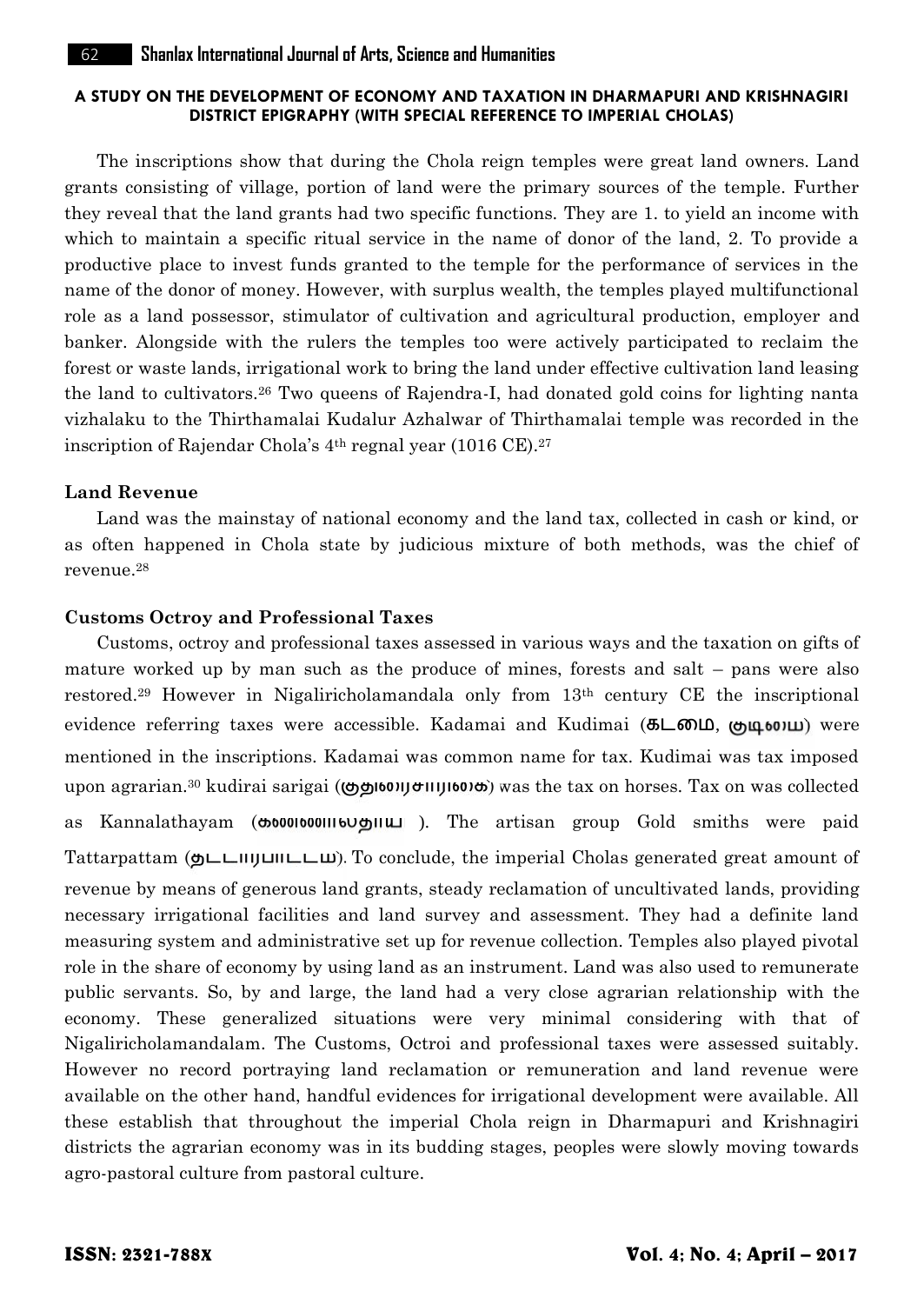The inscriptions show that during the Chola reign temples were great land owners. Land grants consisting of village, portion of land were the primary sources of the temple. Further they reveal that the land grants had two specific functions. They are 1. to yield an income with which to maintain a specific ritual service in the name of donor of the land, 2. To provide a productive place to invest funds granted to the temple for the performance of services in the name of the donor of money. However, with surplus wealth, the temples played multifunctional role as a land possessor, stimulator of cultivation and agricultural production, employer and banker. Alongside with the rulers the temples too were actively participated to reclaim the forest or waste lands, irrigational work to bring the land under effective cultivation land leasing the land to cultivators.[26] Two queens of Rajendra-I, had donated gold coins for lighting nanta vizhalaku to the Thirthamalai Kudalur Azhalwar of Thirthamalai temple was recorded in the inscription of Rajendar Chola's 4th regnal year (1016 CE).[27]

### Land Revenue

Land was the mainstay of national economy and the land tax, collected in cash or kind, or as often happened in Chola state by judicious mixture of both methods, was the chief of revenue.[28]

### Customs Octroy and Professional Taxes

Customs, octroy and professional taxes assessed in various ways and the taxation on gifts of mature worked up by man such as the produce of mines, forests and salt – pans were also restored.[29] However in Nigaliricholamandala only from 13th century CE the inscriptional evidence referring taxes were accessible. Kadamai and Kudimai (கடமை, குடிமை) were mentioned in the inscriptions. Kadamai was common name for tax. Kudimai was tax imposed upon agrarian.[30] kudirai sarigai (குதிரைச்சாரிகை) was the tax on horses. Tax on was collected as Kannalathayam (கண்ணாலத்தாயம் ). The artisan group Gold smiths were paid Tattarpattam (தட்டார்பாட்டம்). To conclude, the imperial Cholas generated great amount of revenue by means of generous land grants, steady reclamation of uncultivated lands, providing necessary irrigational facilities and land survey and assessment. They had a definite land measuring system and administrative set up for revenue collection. Temples also played pivotal role in the share of economy by using land as an instrument. Land was also used to remunerate public servants. So, by and large, the land had a very close agrarian relationship with the economy. These generalized situations were very minimal considering with that of Nigaliricholamandalam. The Customs, Octroi and professional taxes were assessed suitably. However no record portraying land reclamation or remuneration and land revenue were available on the other hand, handful evidences for irrigational development were available. All these establish that throughout the imperial Chola reign in Dharmapuri and Krishnagiri districts the agrarian economy was in its budding stages, peoples were slowly moving towards agro-pastoral culture from pastoral culture.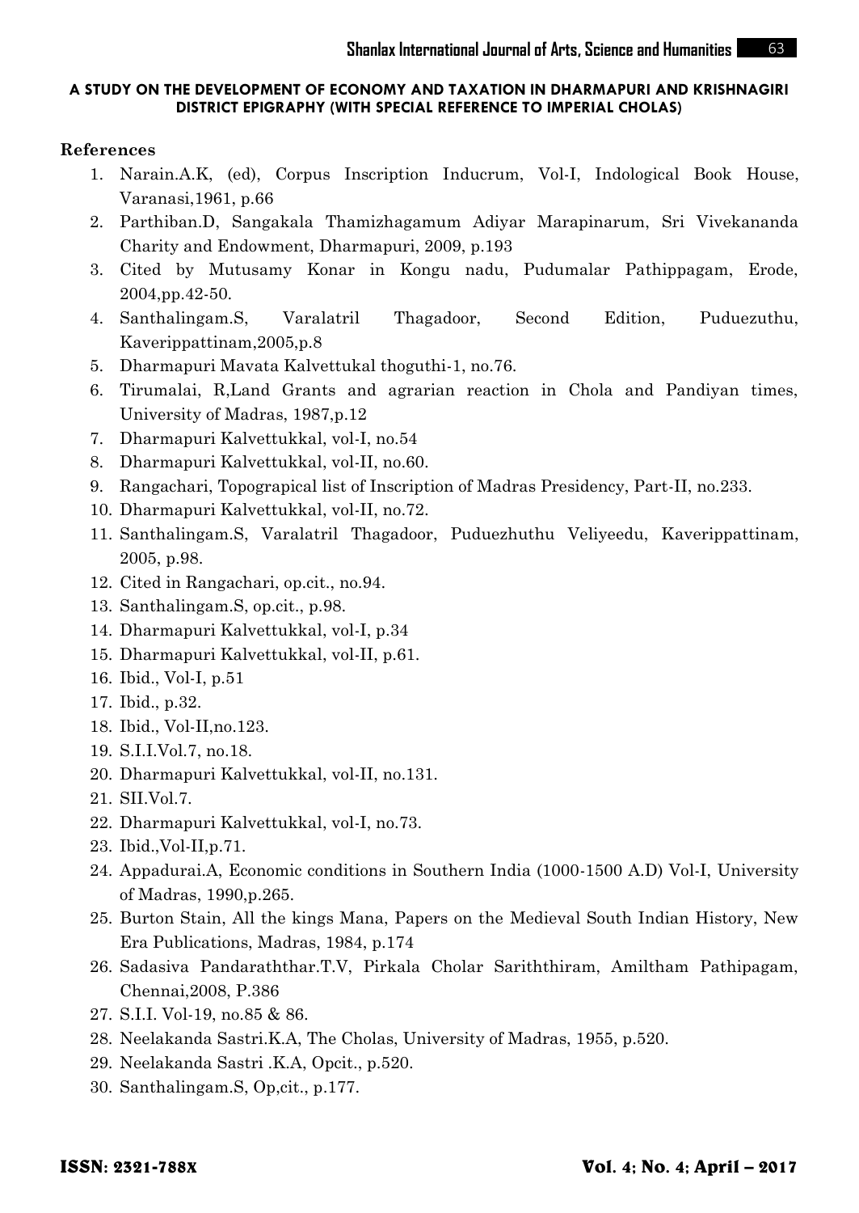## References

1. Narain.A.K, (ed), Corpus Inscription Inducrum, Vol-I, Indological Book House, Varanasi,1961, p.66
2. Parthiban.D, Sangakala Thamizhagamum Adiyar Marapinarum, Sri Vivekananda Charity and Endowment, Dharmapuri, 2009, p.193
3. Cited by Mutusamy Konar in Kongu nadu, Pudumalar Pathippagam, Erode, 2004,pp.42-50.
4. Santhalingam.S, Varalatril Thagadoor, Second Edition, Puduezuthu, Kaverippattinam,2005,p.8
5. Dharmapuri Mavata Kalvettukal thoguthi-1, no.76.
6. Tirumalai, R,Land Grants and agrarian reaction in Chola and Pandiyan times, University of Madras, 1987,p.12
7. Dharmapuri Kalvettukkal, vol-I, no.54
8. Dharmapuri Kalvettukkal, vol-II, no.60.
9. Rangachari, Topograpical list of Inscription of Madras Presidency, Part-II, no.233.
10. Dharmapuri Kalvettukkal, vol-II, no.72.
11. Santhalingam.S, Varalatril Thagadoor, Puduezhuthu Veliyeedu, Kaverippattinam, 2005, p.98.
12. Cited in Rangachari, op.cit., no.94.
13. Santhalingam.S, op.cit., p.98.
14. Dharmapuri Kalvettukkal, vol-I, p.34
15. Dharmapuri Kalvettukkal, vol-II, p.61.
16. Ibid., Vol-I, p.51
17. Ibid., p.32.
18. Ibid., Vol-II,no.123.
19. S.I.I.Vol.7, no.18.
20. Dharmapuri Kalvettukkal, vol-II, no.131.
21. SII.Vol.7.
22. Dharmapuri Kalvettukkal, vol-I, no.73.
23. Ibid.,Vol-II,p.71.
24. Appadurai.A, Economic conditions in Southern India (1000-1500 A.D) Vol-I, University of Madras, 1990,p.265.
25. Burton Stain, All the kings Mana, Papers on the Medieval South Indian History, New Era Publications, Madras, 1984, p.174
26. Sadasiva Pandaraththar.T.V, Pirkala Cholar Sariththiram, Amiltham Pathipagam, Chennai,2008, P.386
27. S.I.I. Vol-19, no.85 & 86.
28. Neelakanda Sastri.K.A, The Cholas, University of Madras, 1955, p.520.
29. Neelakanda Sastri .K.A, Opcit., p.520.
30. Santhalingam.S, Op,cit., p.177.